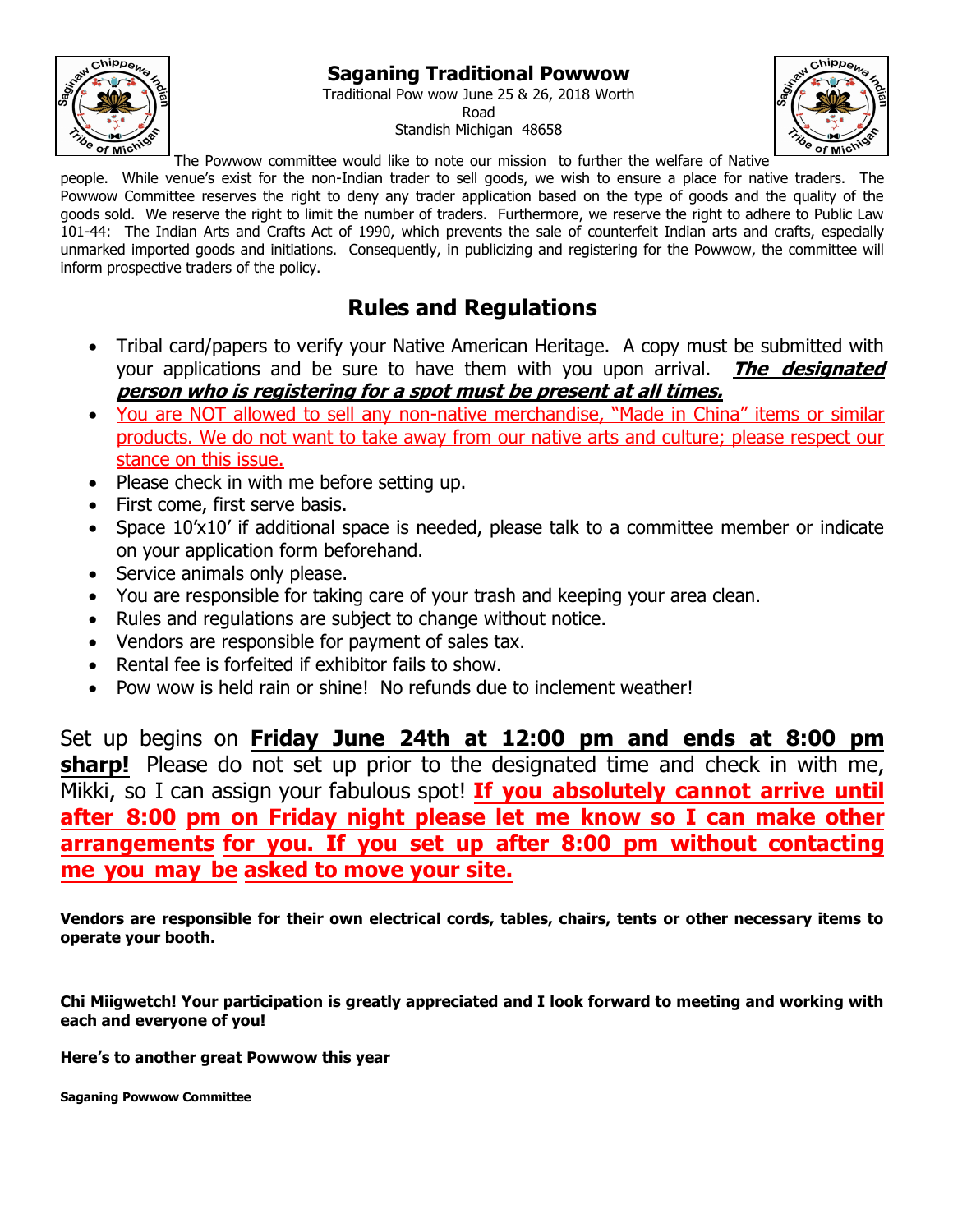# Saganing Traditional Powwow

Traditional Pow wow June 25 & 26, 2018 Worth Road
Standish Michigan 48658

The Powwow committee would like to note our mission to further the welfare of Native people. While venue's exist for the non-Indian trader to sell goods, we wish to ensure a place for native traders. The Powwow Committee reserves the right to deny any trader application based on the type of goods and the quality of the goods sold. We reserve the right to limit the number of traders. Furthermore, we reserve the right to adhere to Public Law 101-44: The Indian Arts and Crafts Act of 1990, which prevents the sale of counterfeit Indian arts and crafts, especially unmarked imported goods and initiations. Consequently, in publicizing and registering for the Powwow, the committee will inform prospective traders of the policy.

## Rules and Regulations

- Tribal card/papers to verify your Native American Heritage. A copy must be submitted with your applications and be sure to have them with you upon arrival. ***The designated person who is registering for a spot must be present at all times.***
- You are NOT allowed to sell any non-native merchandise, "Made in China" items or similar products. We do not want to take away from our native arts and culture; please respect our stance on this issue.
- Please check in with me before setting up.
- First come, first serve basis.
- Space 10'x10' if additional space is needed, please talk to a committee member or indicate on your application form beforehand.
- Service animals only please.
- You are responsible for taking care of your trash and keeping your area clean.
- Rules and regulations are subject to change without notice.
- Vendors are responsible for payment of sales tax.
- Rental fee is forfeited if exhibitor fails to show.
- Pow wow is held rain or shine! No refunds due to inclement weather!

Set up begins on **Friday June 24th at 12:00 pm and ends at 8:00 pm sharp!** Please do not set up prior to the designated time and check in with me, Mikki, so I can assign your fabulous spot! **If you absolutely cannot arrive until after 8:00 pm on Friday night please let me know so I can make other arrangements for you. If you set up after 8:00 pm without contacting me you may be asked to move your site.**

**Vendors are responsible for their own electrical cords, tables, chairs, tents or other necessary items to operate your booth.**

**Chi Miigwetch! Your participation is greatly appreciated and I look forward to meeting and working with each and everyone of you!**

**Here's to another great Powwow this year**

**Saganing Powwow Committee**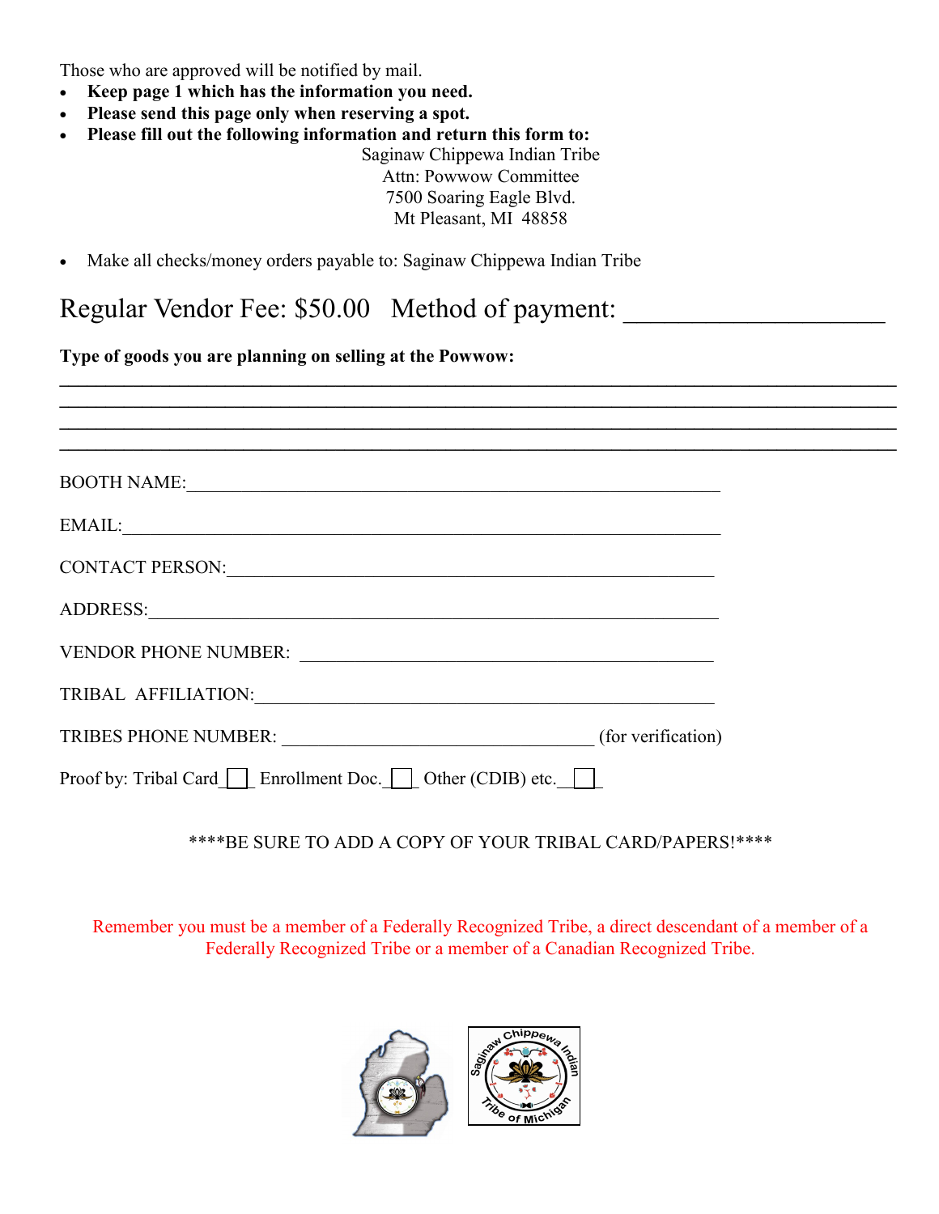Those who are approved will be notified by mail.

- **Keep page 1 which has the information you need.**
- **Please send this page only when reserving a spot.**
- **Please fill out the following information and return this form to:**

Saginaw Chippewa Indian Tribe
Attn: Powwow Committee
7500 Soaring Eagle Blvd.
Mt Pleasant, MI 48858

- Make all checks/money orders payable to: Saginaw Chippewa Indian Tribe

## Regular Vendor Fee: $50.00 Method of payment: ___________________

**Type of goods you are planning on selling at the Powwow:**

___________________________________________________________________________________
___________________________________________________________________________________
___________________________________________________________________________________
___________________________________________________________________________________

BOOTH NAME:_____________________________________________________________

EMAIL:__________________________________________________________________

CONTACT PERSON:________________________________________________________

ADDRESS:________________________________________________________________

VENDOR PHONE NUMBER: ______________________________________________

TRIBAL AFFILIATION:_______________________________________________________

TRIBES PHONE NUMBER: __________________________________ (for verification)

Proof by: Tribal Card☐ Enrollment Doc.☐ Other (CDIB) etc.☐

****BE SURE TO ADD A COPY OF YOUR TRIBAL CARD/PAPERS!****

Remember you must be a member of a Federally Recognized Tribe, a direct descendant of a member of a Federally Recognized Tribe or a member of a Canadian Recognized Tribe.

Saginaw Chippewa Indian Tribe of Michigan